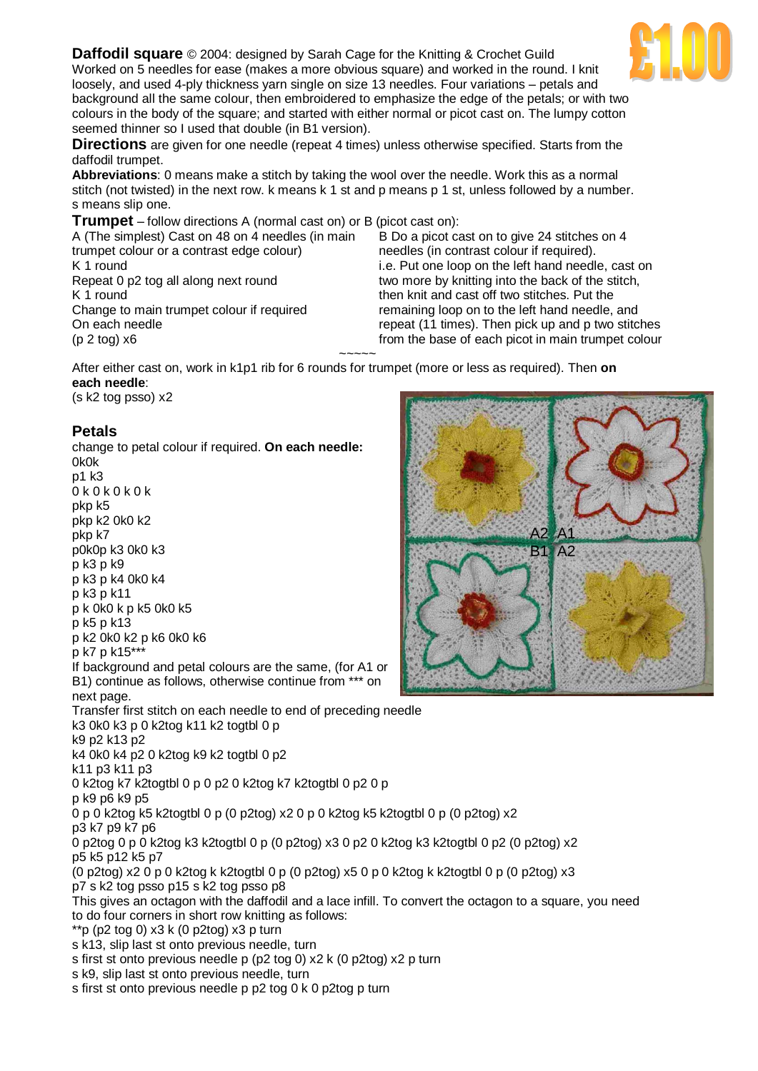**Daffodil square** © 2004: designed by Sarah Cage for the Knitting & Crochet Guild
Worked on 5 needles for ease (makes a more obvious square) and worked in the round. I knit loosely, and used 4-ply thickness yarn single on size 13 needles. Four variations – petals and background all the same colour, then embroidered to emphasize the edge of the petals; or with two colours in the body of the square; and started with either normal or picot cast on. The lumpy cotton seemed thinner so I used that double (in B1 version).

**Directions** are given for one needle (repeat 4 times) unless otherwise specified. Starts from the daffodil trumpet.

**Abbreviations**: 0 means make a stitch by taking the wool over the needle. Work this as a normal stitch (not twisted) in the next row. k means k 1 st and p means p 1 st, unless followed by a number. s means slip one.

**Trumpet** – follow directions A (normal cast on) or B (picot cast on):

A (The simplest) Cast on 48 on 4 needles (in main trumpet colour or a contrast edge colour)
K 1 round
Repeat 0 p2 tog all along next round
K 1 round
Change to main trumpet colour if required
On each needle
(p 2 tog) x6

B Do a picot cast on to give 24 stitches on 4 needles (in contrast colour if required).
i.e. Put one loop on the left hand needle, cast on two more by knitting into the back of the stitch, then knit and cast off two stitches. Put the remaining loop on to the left hand needle, and repeat (11 times). Then pick up and p two stitches from the base of each picot in main trumpet colour

~~~~~

After either cast on, work in k1p1 rib for 6 rounds for trumpet (more or less as required). Then **on each needle**:
(s k2 tog psso) x2

**Petals**
change to petal colour if required. **On each needle:**
0k0k
p1 k3
0 k 0 k 0 k 0 k
pkp k5
pkp k2 0k0 k2
pkp k7
p0k0p k3 0k0 k3
p k3 p k9
p k3 p k4 0k0 k4
p k3 p k11
p k 0k0 k p k5 0k0 k5
p k5 p k13
p k2 0k0 k2 p k6 0k0 k6
p k7 p k15***
If background and petal colours are the same, (for A1 or B1) continue as follows, otherwise continue from *** on next page.
Transfer first stitch on each needle to end of preceding needle
k3 0k0 k3 p 0 k2tog k11 k2 togtbl 0 p
k9 p2 k13 p2
k4 0k0 k4 p2 0 k2tog k9 k2 togtbl 0 p2
k11 p3 k11 p3
0 k2tog k7 k2togtbl 0 p 0 p2 0 k2tog k7 k2togtbl 0 p2 0 p
p k9 p6 k9 p5
0 p 0 k2tog k5 k2togtbl 0 p (0 p2tog) x2 0 p 0 k2tog k5 k2togtbl 0 p (0 p2tog) x2
p3 k7 p9 k7 p6
0 p2tog 0 p 0 k2tog k3 k2togtbl 0 p (0 p2tog) x3 0 p2 0 k2tog k3 k2togtbl 0 p2 (0 p2tog) x2
p5 k5 p12 k5 p7
(0 p2tog) x2 0 p 0 k2tog k k2togtbl 0 p (0 p2tog) x5 0 p 0 k2tog k k2togtbl 0 p (0 p2tog) x3
p7 s k2 tog psso p15 s k2 tog psso p8
This gives an octagon with the daffodil and a lace infill. To convert the octagon to a square, you need to do four corners in short row knitting as follows:
**p (p2 tog 0) x3 k (0 p2tog) x3 p turn
s k13, slip last st onto previous needle, turn
s first st onto previous needle p (p2 tog 0) x2 k (0 p2tog) x2 p turn
s k9, slip last st onto previous needle, turn
s first st onto previous needle p p2 tog 0 k 0 p2tog p turn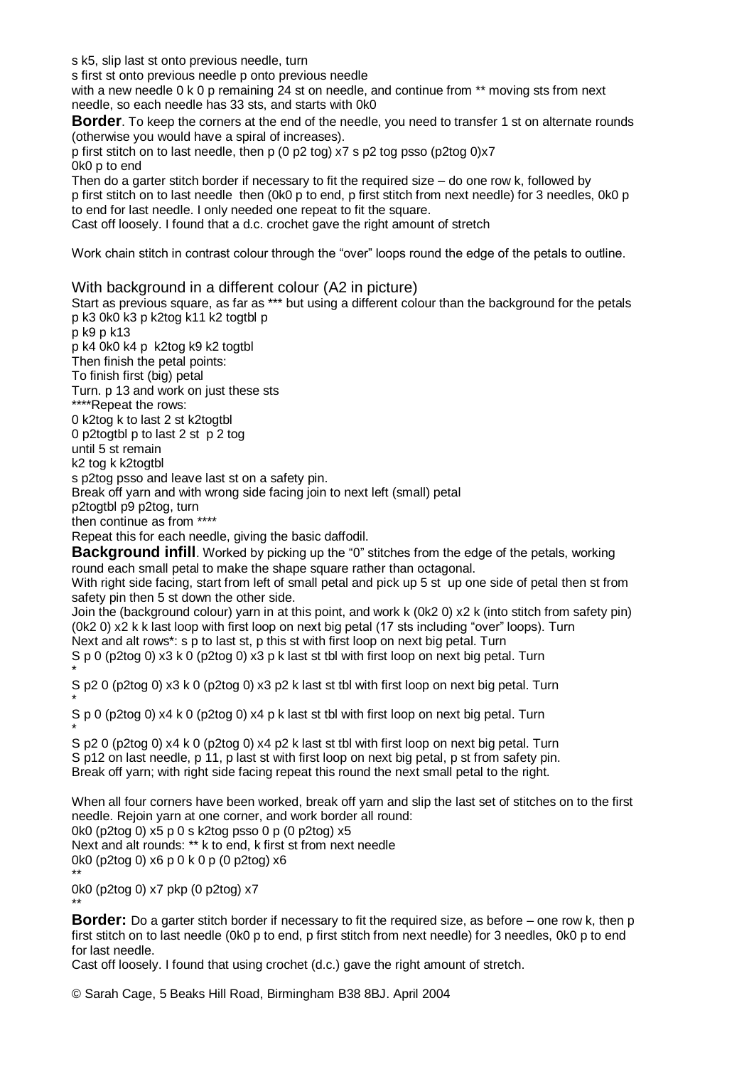s k5, slip last st onto previous needle, turn
s first st onto previous needle p onto previous needle
with a new needle 0 k 0 p remaining 24 st on needle, and continue from ** moving sts from next needle, so each needle has 33 sts, and starts with 0k0

**Border**. To keep the corners at the end of the needle, you need to transfer 1 st on alternate rounds (otherwise you would have a spiral of increases).
p first stitch on to last needle, then p (0 p2 tog) x7 s p2 tog psso (p2tog 0)x7
0k0 p to end
Then do a garter stitch border if necessary to fit the required size – do one row k, followed by p first stitch on to last needle then (0k0 p to end, p first stitch from next needle) for 3 needles, 0k0 p to end for last needle. I only needed one repeat to fit the square.
Cast off loosely. I found that a d.c. crochet gave the right amount of stretch

Work chain stitch in contrast colour through the "over" loops round the edge of the petals to outline.

## With background in a different colour (A2 in picture)

Start as previous square, as far as *** but using a different colour than the background for the petals
p k3 0k0 k3 p k2tog k11 k2 togtbl p
p k9 p k13
p k4 0k0 k4 p k2tog k9 k2 togtbl
Then finish the petal points:
To finish first (big) petal
Turn. p 13 and work on just these sts
****Repeat the rows:
0 k2tog k to last 2 st k2togtbl
0 p2togtbl p to last 2 st p 2 tog
until 5 st remain
k2 tog k k2togtbl
s p2tog psso and leave last st on a safety pin.
Break off yarn and with wrong side facing join to next left (small) petal
p2togtbl p9 p2tog, turn
then continue as from ****
Repeat this for each needle, giving the basic daffodil.

**Background infill**. Worked by picking up the "0" stitches from the edge of the petals, working round each small petal to make the shape square rather than octagonal.
With right side facing, start from left of small petal and pick up 5 st up one side of petal then st from safety pin then 5 st down the other side.
Join the (background colour) yarn in at this point, and work k (0k2 0) x2 k (into stitch from safety pin) (0k2 0) x2 k k last loop with first loop on next big petal (17 sts including "over" loops). Turn
Next and alt rows*: s p to last st, p this st with first loop on next big petal. Turn
S p 0 (p2tog 0) x3 k 0 (p2tog 0) x3 p k last st tbl with first loop on next big petal. Turn
*
S p2 0 (p2tog 0) x3 k 0 (p2tog 0) x3 p2 k last st tbl with first loop on next big petal. Turn
*
S p 0 (p2tog 0) x4 k 0 (p2tog 0) x4 p k last st tbl with first loop on next big petal. Turn
*
S p2 0 (p2tog 0) x4 k 0 (p2tog 0) x4 p2 k last st tbl with first loop on next big petal. Turn
S p12 on last needle, p 11, p last st with first loop on next big petal, p st from safety pin.
Break off yarn; with right side facing repeat this round the next small petal to the right.

When all four corners have been worked, break off yarn and slip the last set of stitches on to the first needle. Rejoin yarn at one corner, and work border all round:
0k0 (p2tog 0) x5 p 0 s k2tog psso 0 p (0 p2tog) x5
Next and alt rounds: ** k to end, k first st from next needle
0k0 (p2tog 0) x6 p 0 k 0 p (0 p2tog) x6
**
0k0 (p2tog 0) x7 pkp (0 p2tog) x7
**

**Border:** Do a garter stitch border if necessary to fit the required size, as before – one row k, then p first stitch on to last needle (0k0 p to end, p first stitch from next needle) for 3 needles, 0k0 p to end for last needle.
Cast off loosely. I found that using crochet (d.c.) gave the right amount of stretch.

© Sarah Cage, 5 Beaks Hill Road, Birmingham B38 8BJ. April 2004